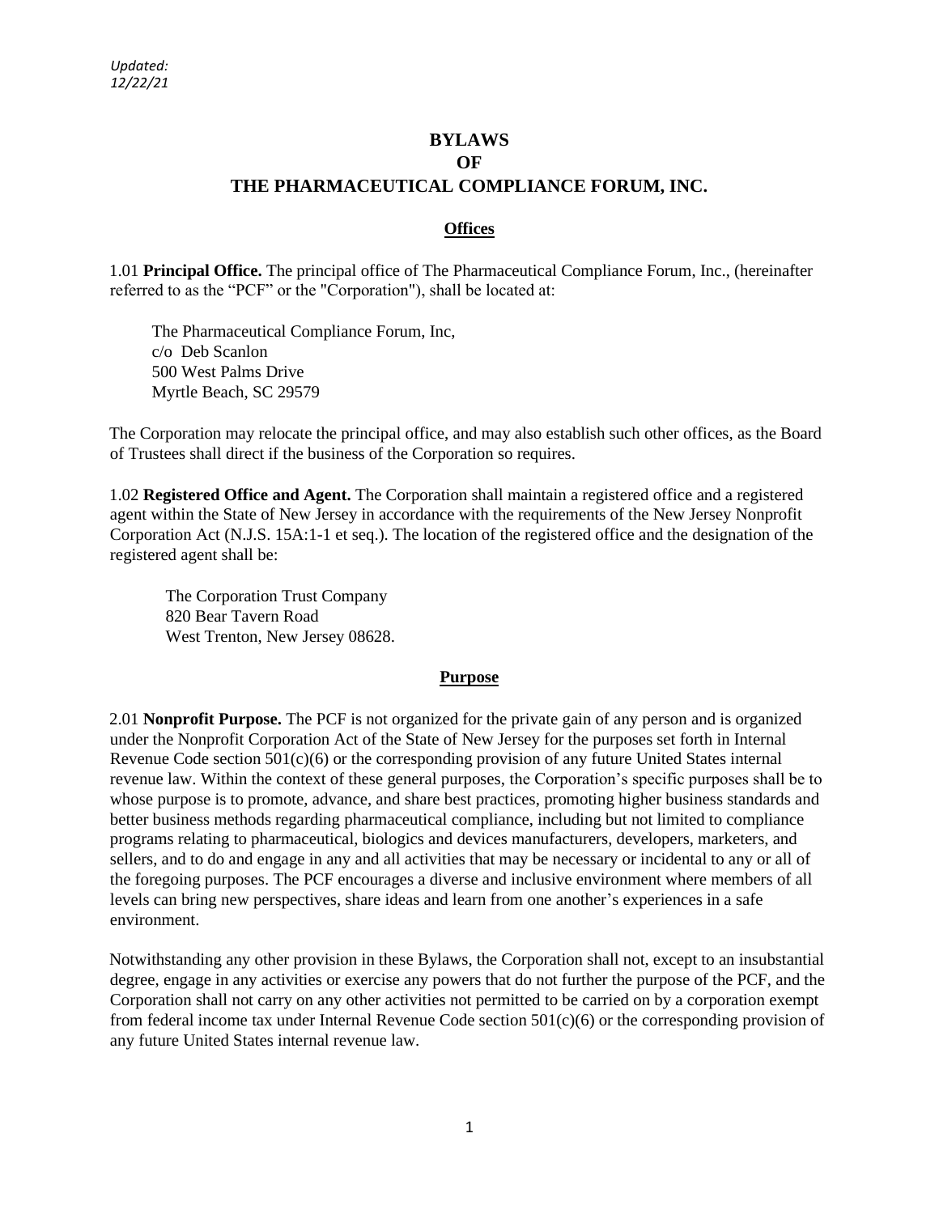*Updated: 12/22/21*

# BYLAWS
# OF
# THE PHARMACEUTICAL COMPLIANCE FORUM, INC.

## Offices

1.01 **Principal Office.** The principal office of The Pharmaceutical Compliance Forum, Inc., (hereinafter referred to as the "PCF" or the "Corporation"), shall be located at:

The Pharmaceutical Compliance Forum, Inc,
c/o Deb Scanlon
500 West Palms Drive
Myrtle Beach, SC 29579

The Corporation may relocate the principal office, and may also establish such other offices, as the Board of Trustees shall direct if the business of the Corporation so requires.

1.02 **Registered Office and Agent.** The Corporation shall maintain a registered office and a registered agent within the State of New Jersey in accordance with the requirements of the New Jersey Nonprofit Corporation Act (N.J.S. 15A:1-1 et seq.). The location of the registered office and the designation of the registered agent shall be:

The Corporation Trust Company
820 Bear Tavern Road
West Trenton, New Jersey 08628.

## Purpose

2.01 **Nonprofit Purpose.** The PCF is not organized for the private gain of any person and is organized under the Nonprofit Corporation Act of the State of New Jersey for the purposes set forth in Internal Revenue Code section 501(c)(6) or the corresponding provision of any future United States internal revenue law. Within the context of these general purposes, the Corporation's specific purposes shall be to whose purpose is to promote, advance, and share best practices, promoting higher business standards and better business methods regarding pharmaceutical compliance, including but not limited to compliance programs relating to pharmaceutical, biologics and devices manufacturers, developers, marketers, and sellers, and to do and engage in any and all activities that may be necessary or incidental to any or all of the foregoing purposes. The PCF encourages a diverse and inclusive environment where members of all levels can bring new perspectives, share ideas and learn from one another's experiences in a safe environment.

Notwithstanding any other provision in these Bylaws, the Corporation shall not, except to an insubstantial degree, engage in any activities or exercise any powers that do not further the purpose of the PCF, and the Corporation shall not carry on any other activities not permitted to be carried on by a corporation exempt from federal income tax under Internal Revenue Code section 501(c)(6) or the corresponding provision of any future United States internal revenue law.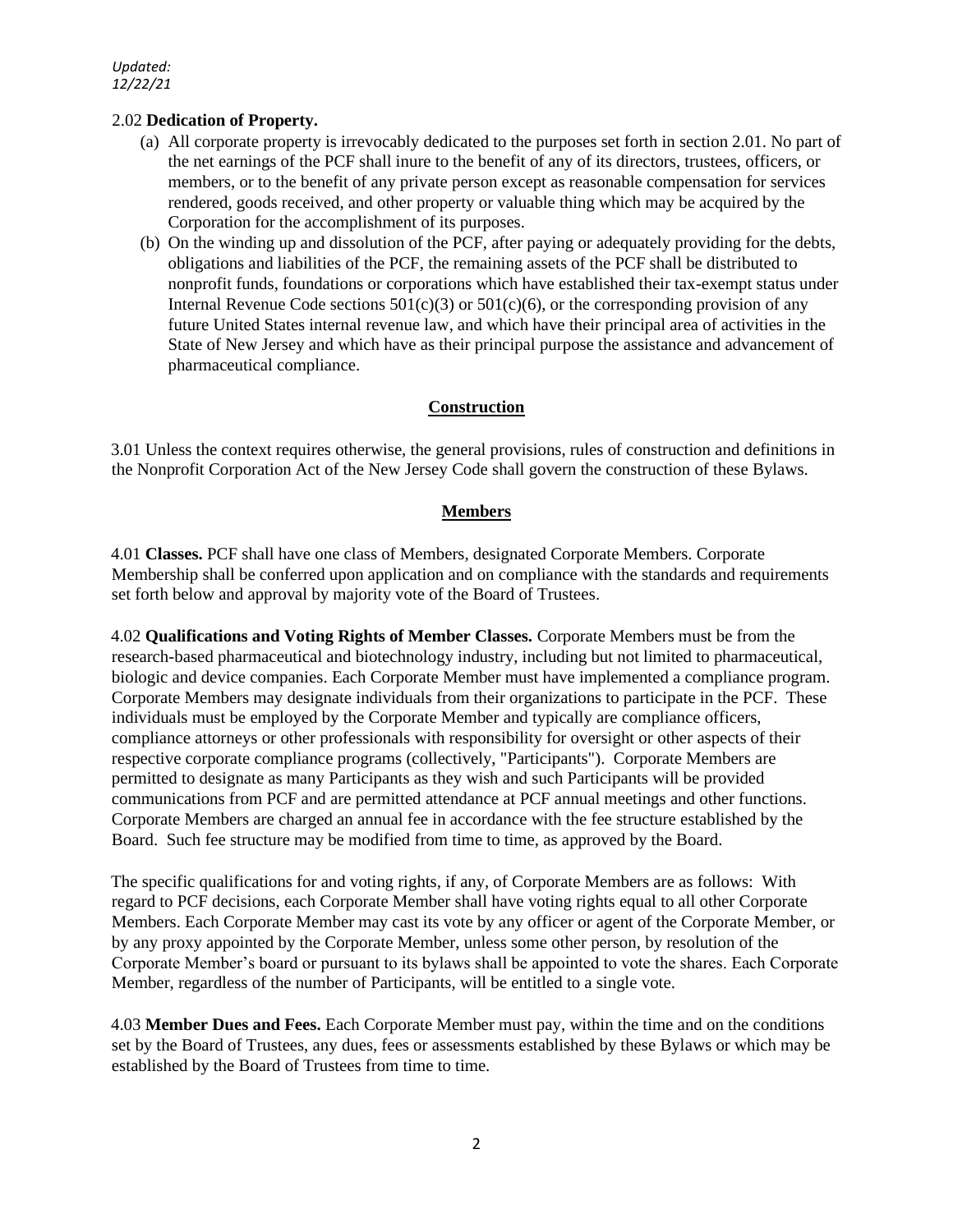2.02 **Dedication of Property.**

(a) All corporate property is irrevocably dedicated to the purposes set forth in section 2.01. No part of the net earnings of the PCF shall inure to the benefit of any of its directors, trustees, officers, or members, or to the benefit of any private person except as reasonable compensation for services rendered, goods received, and other property or valuable thing which may be acquired by the Corporation for the accomplishment of its purposes.

(b) On the winding up and dissolution of the PCF, after paying or adequately providing for the debts, obligations and liabilities of the PCF, the remaining assets of the PCF shall be distributed to nonprofit funds, foundations or corporations which have established their tax-exempt status under Internal Revenue Code sections 501(c)(3) or 501(c)(6), or the corresponding provision of any future United States internal revenue law, and which have their principal area of activities in the State of New Jersey and which have as their principal purpose the assistance and advancement of pharmaceutical compliance.

## Construction

3.01 Unless the context requires otherwise, the general provisions, rules of construction and definitions in the Nonprofit Corporation Act of the New Jersey Code shall govern the construction of these Bylaws.

## Members

4.01 **Classes.** PCF shall have one class of Members, designated Corporate Members. Corporate Membership shall be conferred upon application and on compliance with the standards and requirements set forth below and approval by majority vote of the Board of Trustees.

4.02 **Qualifications and Voting Rights of Member Classes.** Corporate Members must be from the research-based pharmaceutical and biotechnology industry, including but not limited to pharmaceutical, biologic and device companies. Each Corporate Member must have implemented a compliance program. Corporate Members may designate individuals from their organizations to participate in the PCF. These individuals must be employed by the Corporate Member and typically are compliance officers, compliance attorneys or other professionals with responsibility for oversight or other aspects of their respective corporate compliance programs (collectively, "Participants"). Corporate Members are permitted to designate as many Participants as they wish and such Participants will be provided communications from PCF and are permitted attendance at PCF annual meetings and other functions. Corporate Members are charged an annual fee in accordance with the fee structure established by the Board. Such fee structure may be modified from time to time, as approved by the Board.

The specific qualifications for and voting rights, if any, of Corporate Members are as follows: With regard to PCF decisions, each Corporate Member shall have voting rights equal to all other Corporate Members. Each Corporate Member may cast its vote by any officer or agent of the Corporate Member, or by any proxy appointed by the Corporate Member, unless some other person, by resolution of the Corporate Member's board or pursuant to its bylaws shall be appointed to vote the shares. Each Corporate Member, regardless of the number of Participants, will be entitled to a single vote.

4.03 **Member Dues and Fees.** Each Corporate Member must pay, within the time and on the conditions set by the Board of Trustees, any dues, fees or assessments established by these Bylaws or which may be established by the Board of Trustees from time to time.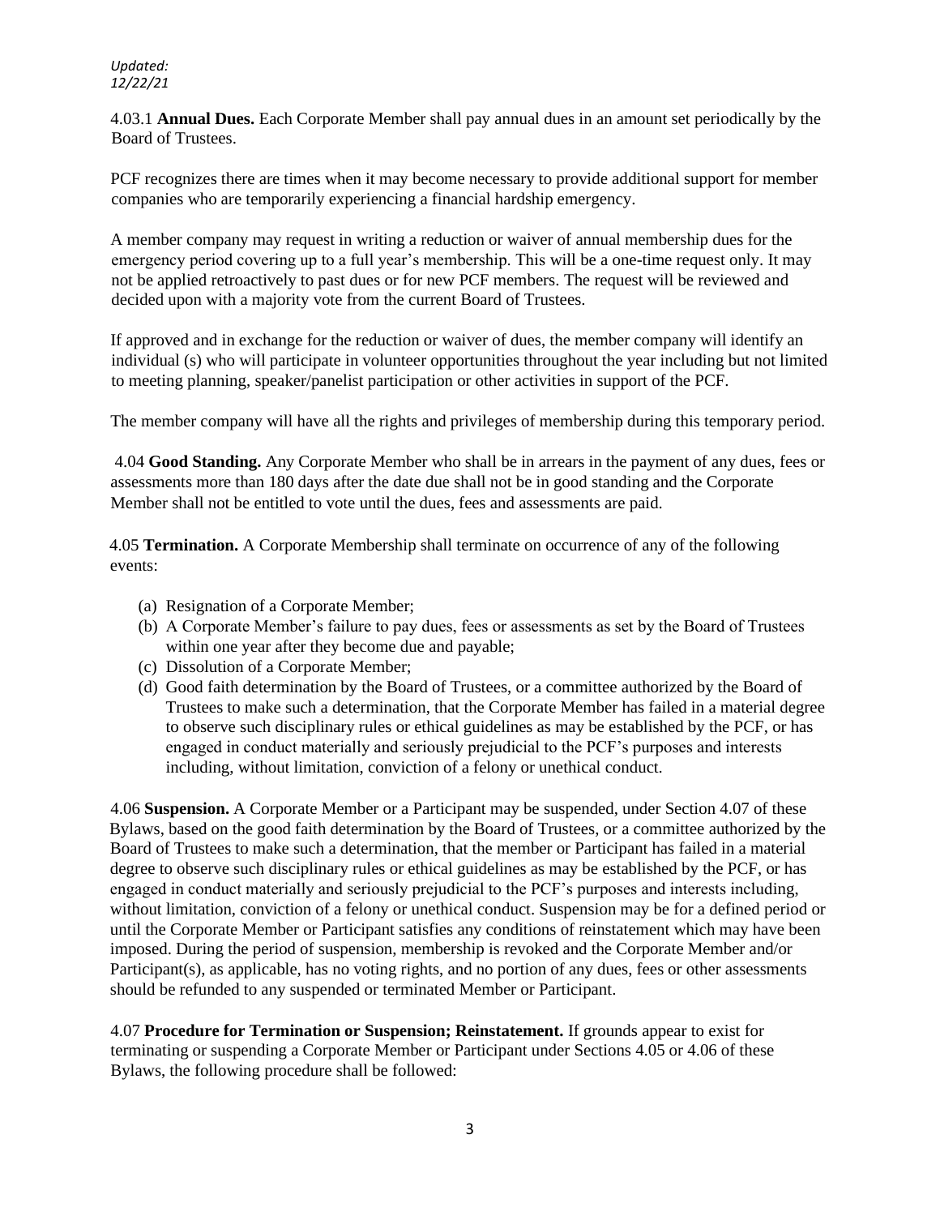*Updated: 12/22/21*

4.03.1 **Annual Dues.** Each Corporate Member shall pay annual dues in an amount set periodically by the Board of Trustees.

PCF recognizes there are times when it may become necessary to provide additional support for member companies who are temporarily experiencing a financial hardship emergency.

A member company may request in writing a reduction or waiver of annual membership dues for the emergency period covering up to a full year's membership. This will be a one-time request only. It may not be applied retroactively to past dues or for new PCF members. The request will be reviewed and decided upon with a majority vote from the current Board of Trustees.

If approved and in exchange for the reduction or waiver of dues, the member company will identify an individual (s) who will participate in volunteer opportunities throughout the year including but not limited to meeting planning, speaker/panelist participation or other activities in support of the PCF.

The member company will have all the rights and privileges of membership during this temporary period.

4.04 **Good Standing.** Any Corporate Member who shall be in arrears in the payment of any dues, fees or assessments more than 180 days after the date due shall not be in good standing and the Corporate Member shall not be entitled to vote until the dues, fees and assessments are paid.

4.05 **Termination.** A Corporate Membership shall terminate on occurrence of any of the following events:

(a) Resignation of a Corporate Member;
(b) A Corporate Member's failure to pay dues, fees or assessments as set by the Board of Trustees within one year after they become due and payable;
(c) Dissolution of a Corporate Member;
(d) Good faith determination by the Board of Trustees, or a committee authorized by the Board of Trustees to make such a determination, that the Corporate Member has failed in a material degree to observe such disciplinary rules or ethical guidelines as may be established by the PCF, or has engaged in conduct materially and seriously prejudicial to the PCF's purposes and interests including, without limitation, conviction of a felony or unethical conduct.

4.06 **Suspension.** A Corporate Member or a Participant may be suspended, under Section 4.07 of these Bylaws, based on the good faith determination by the Board of Trustees, or a committee authorized by the Board of Trustees to make such a determination, that the member or Participant has failed in a material degree to observe such disciplinary rules or ethical guidelines as may be established by the PCF, or has engaged in conduct materially and seriously prejudicial to the PCF's purposes and interests including, without limitation, conviction of a felony or unethical conduct. Suspension may be for a defined period or until the Corporate Member or Participant satisfies any conditions of reinstatement which may have been imposed. During the period of suspension, membership is revoked and the Corporate Member and/or Participant(s), as applicable, has no voting rights, and no portion of any dues, fees or other assessments should be refunded to any suspended or terminated Member or Participant.

4.07 **Procedure for Termination or Suspension; Reinstatement.** If grounds appear to exist for terminating or suspending a Corporate Member or Participant under Sections 4.05 or 4.06 of these Bylaws, the following procedure shall be followed: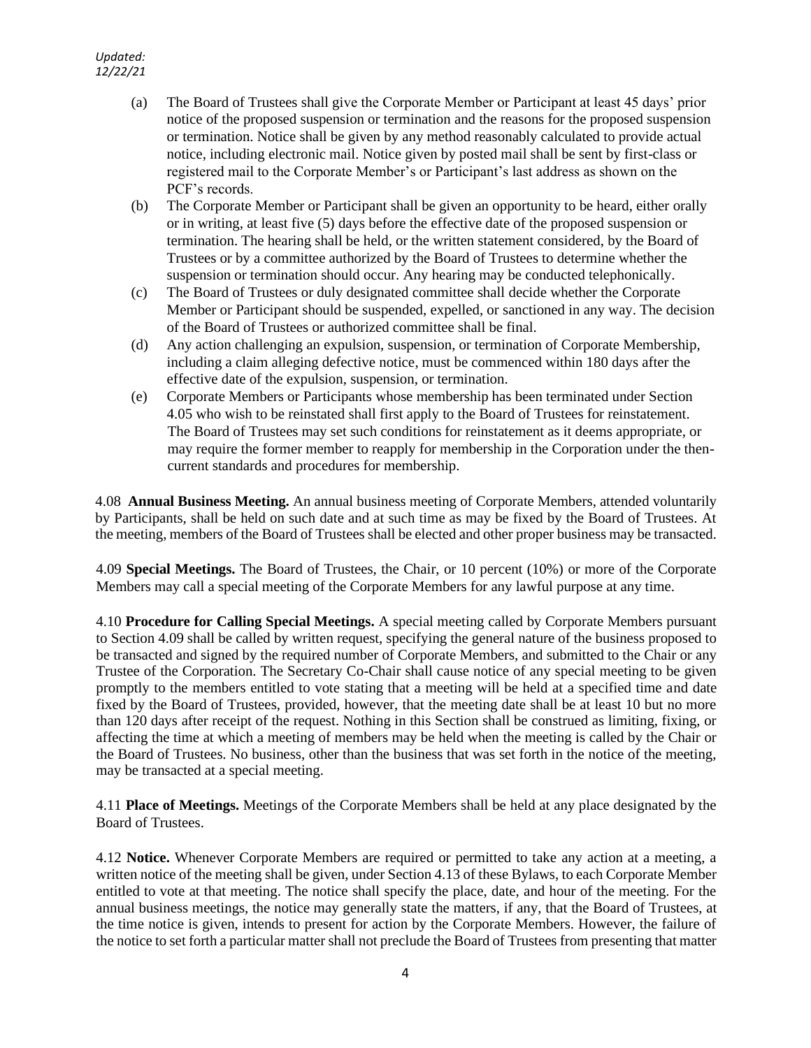(a) The Board of Trustees shall give the Corporate Member or Participant at least 45 days' prior notice of the proposed suspension or termination and the reasons for the proposed suspension or termination. Notice shall be given by any method reasonably calculated to provide actual notice, including electronic mail. Notice given by posted mail shall be sent by first-class or registered mail to the Corporate Member's or Participant's last address as shown on the PCF's records.

(b) The Corporate Member or Participant shall be given an opportunity to be heard, either orally or in writing, at least five (5) days before the effective date of the proposed suspension or termination. The hearing shall be held, or the written statement considered, by the Board of Trustees or by a committee authorized by the Board of Trustees to determine whether the suspension or termination should occur. Any hearing may be conducted telephonically.

(c) The Board of Trustees or duly designated committee shall decide whether the Corporate Member or Participant should be suspended, expelled, or sanctioned in any way. The decision of the Board of Trustees or authorized committee shall be final.

(d) Any action challenging an expulsion, suspension, or termination of Corporate Membership, including a claim alleging defective notice, must be commenced within 180 days after the effective date of the expulsion, suspension, or termination.

(e) Corporate Members or Participants whose membership has been terminated under Section 4.05 who wish to be reinstated shall first apply to the Board of Trustees for reinstatement. The Board of Trustees may set such conditions for reinstatement as it deems appropriate, or may require the former member to reapply for membership in the Corporation under the then-current standards and procedures for membership.

4.08 **Annual Business Meeting.** An annual business meeting of Corporate Members, attended voluntarily by Participants, shall be held on such date and at such time as may be fixed by the Board of Trustees. At the meeting, members of the Board of Trustees shall be elected and other proper business may be transacted.

4.09 **Special Meetings.** The Board of Trustees, the Chair, or 10 percent (10%) or more of the Corporate Members may call a special meeting of the Corporate Members for any lawful purpose at any time.

4.10 **Procedure for Calling Special Meetings.** A special meeting called by Corporate Members pursuant to Section 4.09 shall be called by written request, specifying the general nature of the business proposed to be transacted and signed by the required number of Corporate Members, and submitted to the Chair or any Trustee of the Corporation. The Secretary Co-Chair shall cause notice of any special meeting to be given promptly to the members entitled to vote stating that a meeting will be held at a specified time and date fixed by the Board of Trustees, provided, however, that the meeting date shall be at least 10 but no more than 120 days after receipt of the request. Nothing in this Section shall be construed as limiting, fixing, or affecting the time at which a meeting of members may be held when the meeting is called by the Chair or the Board of Trustees. No business, other than the business that was set forth in the notice of the meeting, may be transacted at a special meeting.

4.11 **Place of Meetings.** Meetings of the Corporate Members shall be held at any place designated by the Board of Trustees.

4.12 **Notice.** Whenever Corporate Members are required or permitted to take any action at a meeting, a written notice of the meeting shall be given, under Section 4.13 of these Bylaws, to each Corporate Member entitled to vote at that meeting. The notice shall specify the place, date, and hour of the meeting. For the annual business meetings, the notice may generally state the matters, if any, that the Board of Trustees, at the time notice is given, intends to present for action by the Corporate Members. However, the failure of the notice to set forth a particular matter shall not preclude the Board of Trustees from presenting that matter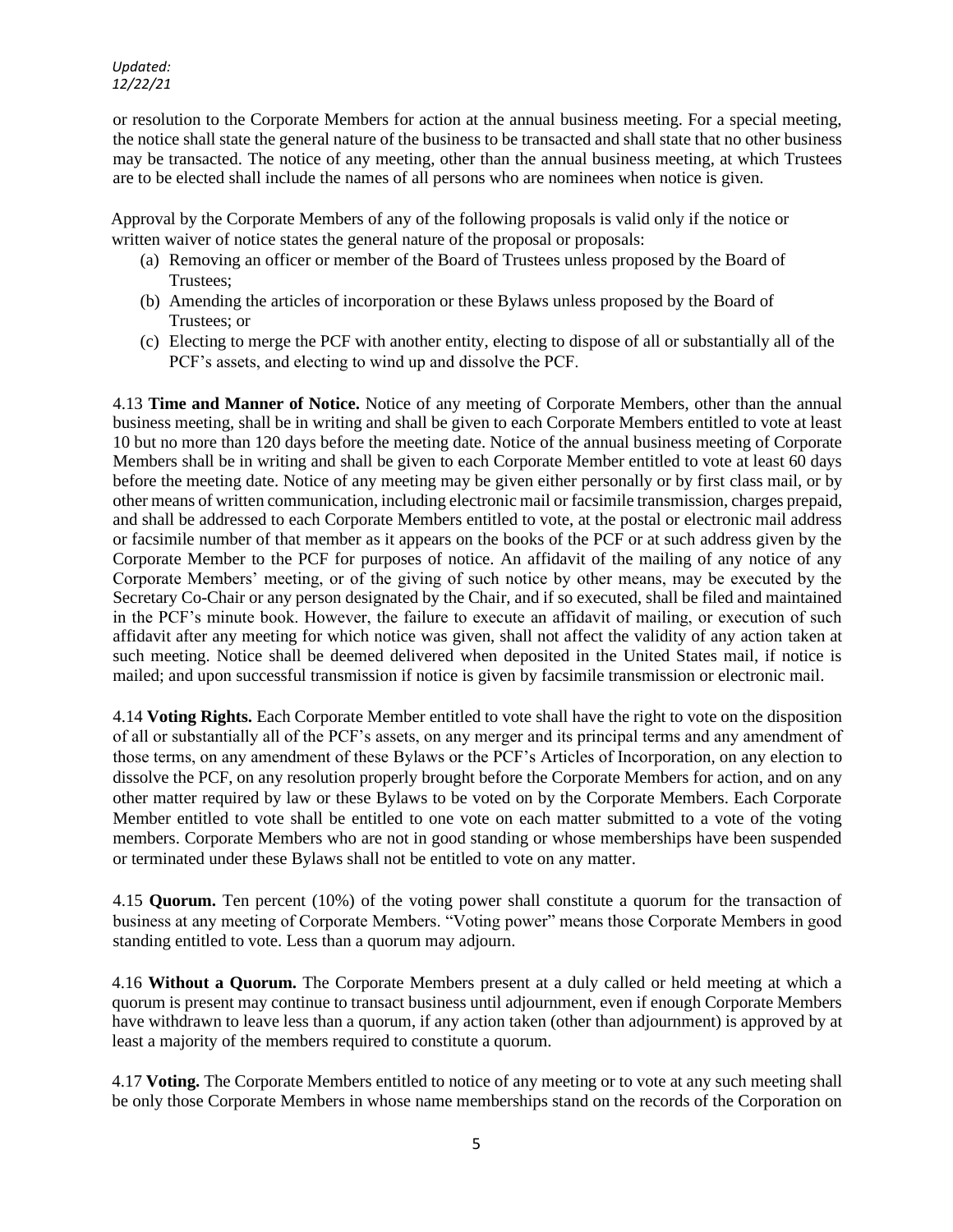or resolution to the Corporate Members for action at the annual business meeting. For a special meeting, the notice shall state the general nature of the business to be transacted and shall state that no other business may be transacted. The notice of any meeting, other than the annual business meeting, at which Trustees are to be elected shall include the names of all persons who are nominees when notice is given.

Approval by the Corporate Members of any of the following proposals is valid only if the notice or written waiver of notice states the general nature of the proposal or proposals:

(a) Removing an officer or member of the Board of Trustees unless proposed by the Board of Trustees;
(b) Amending the articles of incorporation or these Bylaws unless proposed by the Board of Trustees; or
(c) Electing to merge the PCF with another entity, electing to dispose of all or substantially all of the PCF's assets, and electing to wind up and dissolve the PCF.

4.13 **Time and Manner of Notice.** Notice of any meeting of Corporate Members, other than the annual business meeting, shall be in writing and shall be given to each Corporate Members entitled to vote at least 10 but no more than 120 days before the meeting date. Notice of the annual business meeting of Corporate Members shall be in writing and shall be given to each Corporate Member entitled to vote at least 60 days before the meeting date. Notice of any meeting may be given either personally or by first class mail, or by other means of written communication, including electronic mail or facsimile transmission, charges prepaid, and shall be addressed to each Corporate Members entitled to vote, at the postal or electronic mail address or facsimile number of that member as it appears on the books of the PCF or at such address given by the Corporate Member to the PCF for purposes of notice. An affidavit of the mailing of any notice of any Corporate Members' meeting, or of the giving of such notice by other means, may be executed by the Secretary Co-Chair or any person designated by the Chair, and if so executed, shall be filed and maintained in the PCF's minute book. However, the failure to execute an affidavit of mailing, or execution of such affidavit after any meeting for which notice was given, shall not affect the validity of any action taken at such meeting. Notice shall be deemed delivered when deposited in the United States mail, if notice is mailed; and upon successful transmission if notice is given by facsimile transmission or electronic mail.

4.14 **Voting Rights.** Each Corporate Member entitled to vote shall have the right to vote on the disposition of all or substantially all of the PCF's assets, on any merger and its principal terms and any amendment of those terms, on any amendment of these Bylaws or the PCF's Articles of Incorporation, on any election to dissolve the PCF, on any resolution properly brought before the Corporate Members for action, and on any other matter required by law or these Bylaws to be voted on by the Corporate Members. Each Corporate Member entitled to vote shall be entitled to one vote on each matter submitted to a vote of the voting members. Corporate Members who are not in good standing or whose memberships have been suspended or terminated under these Bylaws shall not be entitled to vote on any matter.

4.15 **Quorum.** Ten percent (10%) of the voting power shall constitute a quorum for the transaction of business at any meeting of Corporate Members. "Voting power" means those Corporate Members in good standing entitled to vote. Less than a quorum may adjourn.

4.16 **Without a Quorum.** The Corporate Members present at a duly called or held meeting at which a quorum is present may continue to transact business until adjournment, even if enough Corporate Members have withdrawn to leave less than a quorum, if any action taken (other than adjournment) is approved by at least a majority of the members required to constitute a quorum.

4.17 **Voting.** The Corporate Members entitled to notice of any meeting or to vote at any such meeting shall be only those Corporate Members in whose name memberships stand on the records of the Corporation on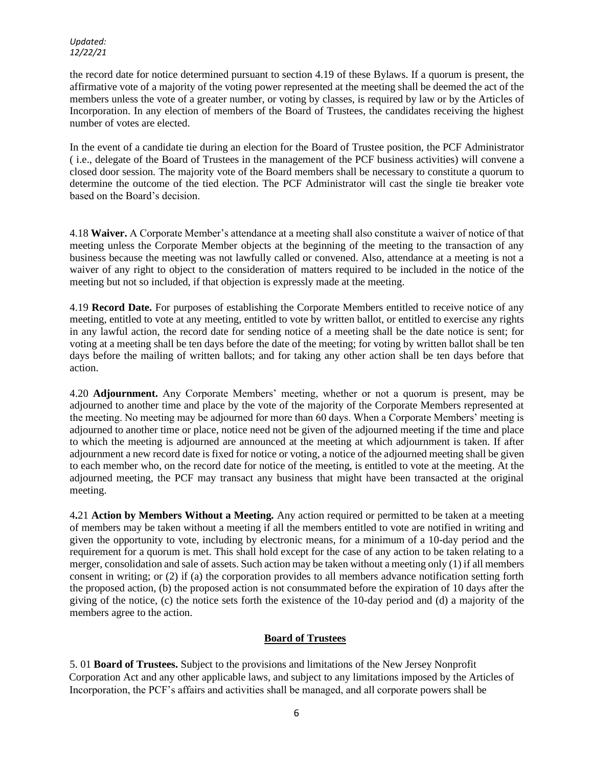the record date for notice determined pursuant to section 4.19 of these Bylaws. If a quorum is present, the affirmative vote of a majority of the voting power represented at the meeting shall be deemed the act of the members unless the vote of a greater number, or voting by classes, is required by law or by the Articles of Incorporation. In any election of members of the Board of Trustees, the candidates receiving the highest number of votes are elected.

In the event of a candidate tie during an election for the Board of Trustee position, the PCF Administrator ( i.e., delegate of the Board of Trustees in the management of the PCF business activities) will convene a closed door session. The majority vote of the Board members shall be necessary to constitute a quorum to determine the outcome of the tied election. The PCF Administrator will cast the single tie breaker vote based on the Board's decision.

4.18 **Waiver.** A Corporate Member's attendance at a meeting shall also constitute a waiver of notice of that meeting unless the Corporate Member objects at the beginning of the meeting to the transaction of any business because the meeting was not lawfully called or convened. Also, attendance at a meeting is not a waiver of any right to object to the consideration of matters required to be included in the notice of the meeting but not so included, if that objection is expressly made at the meeting.

4.19 **Record Date.** For purposes of establishing the Corporate Members entitled to receive notice of any meeting, entitled to vote at any meeting, entitled to vote by written ballot, or entitled to exercise any rights in any lawful action, the record date for sending notice of a meeting shall be the date notice is sent; for voting at a meeting shall be ten days before the date of the meeting; for voting by written ballot shall be ten days before the mailing of written ballots; and for taking any other action shall be ten days before that action.

4.20 **Adjournment.** Any Corporate Members' meeting, whether or not a quorum is present, may be adjourned to another time and place by the vote of the majority of the Corporate Members represented at the meeting. No meeting may be adjourned for more than 60 days. When a Corporate Members' meeting is adjourned to another time or place, notice need not be given of the adjourned meeting if the time and place to which the meeting is adjourned are announced at the meeting at which adjournment is taken. If after adjournment a new record date is fixed for notice or voting, a notice of the adjourned meeting shall be given to each member who, on the record date for notice of the meeting, is entitled to vote at the meeting. At the adjourned meeting, the PCF may transact any business that might have been transacted at the original meeting.

4.21 **Action by Members Without a Meeting.** Any action required or permitted to be taken at a meeting of members may be taken without a meeting if all the members entitled to vote are notified in writing and given the opportunity to vote, including by electronic means, for a minimum of a 10-day period and the requirement for a quorum is met. This shall hold except for the case of any action to be taken relating to a merger, consolidation and sale of assets. Such action may be taken without a meeting only (1) if all members consent in writing; or (2) if (a) the corporation provides to all members advance notification setting forth the proposed action, (b) the proposed action is not consummated before the expiration of 10 days after the giving of the notice, (c) the notice sets forth the existence of the 10-day period and (d) a majority of the members agree to the action.

## Board of Trustees

5. 01 **Board of Trustees.** Subject to the provisions and limitations of the New Jersey Nonprofit Corporation Act and any other applicable laws, and subject to any limitations imposed by the Articles of Incorporation, the PCF's affairs and activities shall be managed, and all corporate powers shall be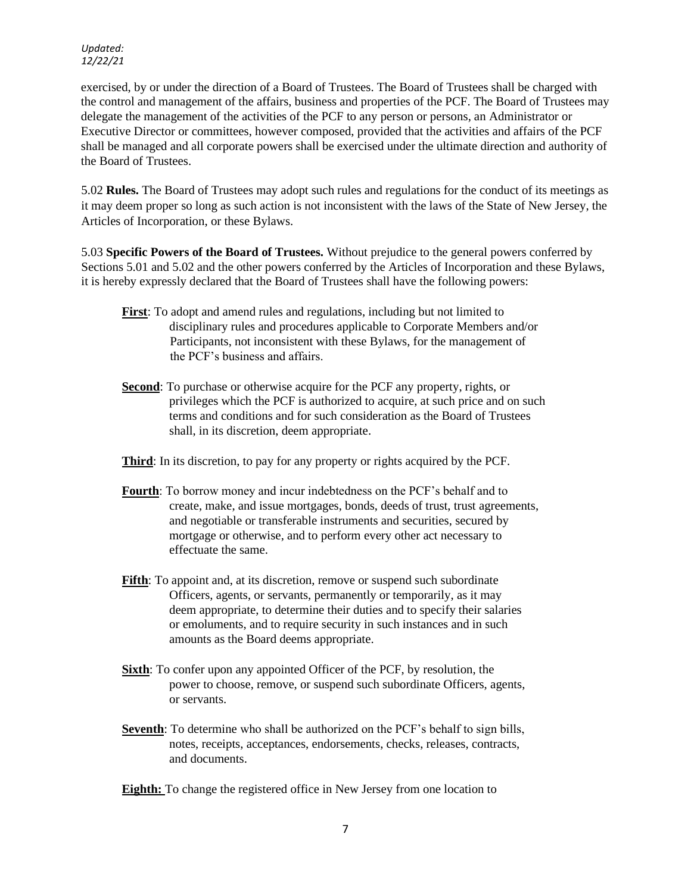exercised, by or under the direction of a Board of Trustees. The Board of Trustees shall be charged with the control and management of the affairs, business and properties of the PCF. The Board of Trustees may delegate the management of the activities of the PCF to any person or persons, an Administrator or Executive Director or committees, however composed, provided that the activities and affairs of the PCF shall be managed and all corporate powers shall be exercised under the ultimate direction and authority of the Board of Trustees.

5.02 **Rules.** The Board of Trustees may adopt such rules and regulations for the conduct of its meetings as it may deem proper so long as such action is not inconsistent with the laws of the State of New Jersey, the Articles of Incorporation, or these Bylaws.

5.03 **Specific Powers of the Board of Trustees.** Without prejudice to the general powers conferred by Sections 5.01 and 5.02 and the other powers conferred by the Articles of Incorporation and these Bylaws, it is hereby expressly declared that the Board of Trustees shall have the following powers:

**First**: To adopt and amend rules and regulations, including but not limited to disciplinary rules and procedures applicable to Corporate Members and/or Participants, not inconsistent with these Bylaws, for the management of the PCF's business and affairs.

**Second**: To purchase or otherwise acquire for the PCF any property, rights, or privileges which the PCF is authorized to acquire, at such price and on such terms and conditions and for such consideration as the Board of Trustees shall, in its discretion, deem appropriate.

**Third**: In its discretion, to pay for any property or rights acquired by the PCF.

**Fourth**: To borrow money and incur indebtedness on the PCF's behalf and to create, make, and issue mortgages, bonds, deeds of trust, trust agreements, and negotiable or transferable instruments and securities, secured by mortgage or otherwise, and to perform every other act necessary to effectuate the same.

**Fifth**: To appoint and, at its discretion, remove or suspend such subordinate Officers, agents, or servants, permanently or temporarily, as it may deem appropriate, to determine their duties and to specify their salaries or emoluments, and to require security in such instances and in such amounts as the Board deems appropriate.

**Sixth**: To confer upon any appointed Officer of the PCF, by resolution, the power to choose, remove, or suspend such subordinate Officers, agents, or servants.

**Seventh**: To determine who shall be authorized on the PCF's behalf to sign bills, notes, receipts, acceptances, endorsements, checks, releases, contracts, and documents.

**Eighth:** To change the registered office in New Jersey from one location to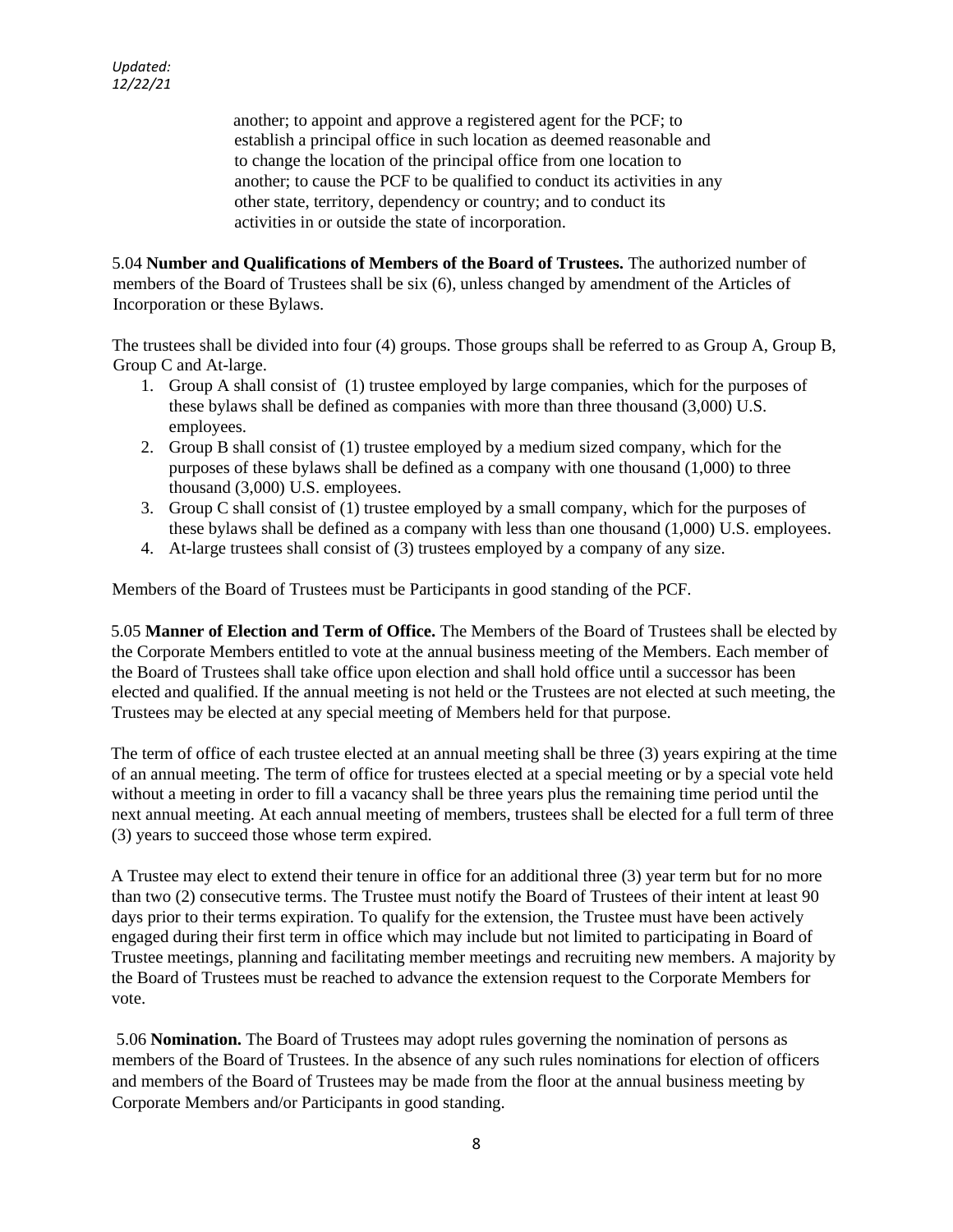another; to appoint and approve a registered agent for the PCF; to establish a principal office in such location as deemed reasonable and to change the location of the principal office from one location to another; to cause the PCF to be qualified to conduct its activities in any other state, territory, dependency or country; and to conduct its activities in or outside the state of incorporation.

5.04 **Number and Qualifications of Members of the Board of Trustees.** The authorized number of members of the Board of Trustees shall be six (6), unless changed by amendment of the Articles of Incorporation or these Bylaws.

The trustees shall be divided into four (4) groups. Those groups shall be referred to as Group A, Group B, Group C and At-large.

1. Group A shall consist of (1) trustee employed by large companies, which for the purposes of these bylaws shall be defined as companies with more than three thousand (3,000) U.S. employees.
2. Group B shall consist of (1) trustee employed by a medium sized company, which for the purposes of these bylaws shall be defined as a company with one thousand (1,000) to three thousand (3,000) U.S. employees.
3. Group C shall consist of (1) trustee employed by a small company, which for the purposes of these bylaws shall be defined as a company with less than one thousand (1,000) U.S. employees.
4. At-large trustees shall consist of (3) trustees employed by a company of any size.

Members of the Board of Trustees must be Participants in good standing of the PCF.

5.05 **Manner of Election and Term of Office.** The Members of the Board of Trustees shall be elected by the Corporate Members entitled to vote at the annual business meeting of the Members. Each member of the Board of Trustees shall take office upon election and shall hold office until a successor has been elected and qualified. If the annual meeting is not held or the Trustees are not elected at such meeting, the Trustees may be elected at any special meeting of Members held for that purpose.

The term of office of each trustee elected at an annual meeting shall be three (3) years expiring at the time of an annual meeting. The term of office for trustees elected at a special meeting or by a special vote held without a meeting in order to fill a vacancy shall be three years plus the remaining time period until the next annual meeting. At each annual meeting of members, trustees shall be elected for a full term of three (3) years to succeed those whose term expired.

A Trustee may elect to extend their tenure in office for an additional three (3) year term but for no more than two (2) consecutive terms. The Trustee must notify the Board of Trustees of their intent at least 90 days prior to their terms expiration. To qualify for the extension, the Trustee must have been actively engaged during their first term in office which may include but not limited to participating in Board of Trustee meetings, planning and facilitating member meetings and recruiting new members. A majority by the Board of Trustees must be reached to advance the extension request to the Corporate Members for vote.

5.06 **Nomination.** The Board of Trustees may adopt rules governing the nomination of persons as members of the Board of Trustees. In the absence of any such rules nominations for election of officers and members of the Board of Trustees may be made from the floor at the annual business meeting by Corporate Members and/or Participants in good standing.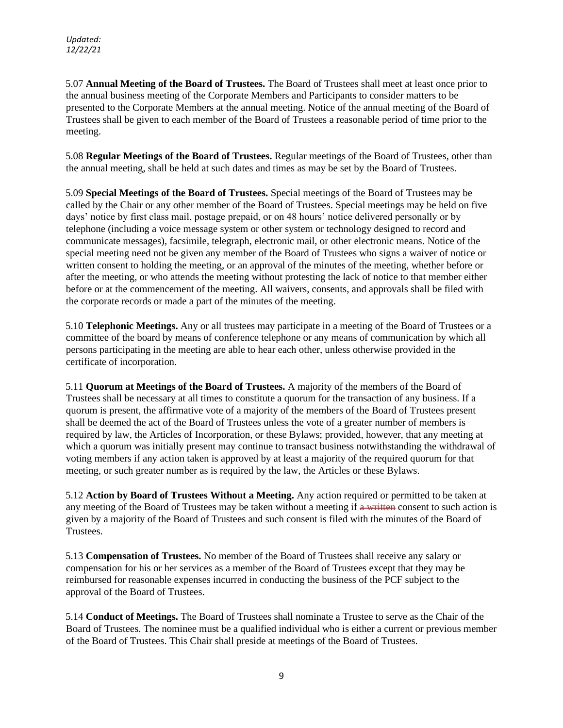5.07 **Annual Meeting of the Board of Trustees.** The Board of Trustees shall meet at least once prior to the annual business meeting of the Corporate Members and Participants to consider matters to be presented to the Corporate Members at the annual meeting. Notice of the annual meeting of the Board of Trustees shall be given to each member of the Board of Trustees a reasonable period of time prior to the meeting.

5.08 **Regular Meetings of the Board of Trustees.** Regular meetings of the Board of Trustees, other than the annual meeting, shall be held at such dates and times as may be set by the Board of Trustees.

5.09 **Special Meetings of the Board of Trustees.** Special meetings of the Board of Trustees may be called by the Chair or any other member of the Board of Trustees. Special meetings may be held on five days' notice by first class mail, postage prepaid, or on 48 hours' notice delivered personally or by telephone (including a voice message system or other system or technology designed to record and communicate messages), facsimile, telegraph, electronic mail, or other electronic means. Notice of the special meeting need not be given any member of the Board of Trustees who signs a waiver of notice or written consent to holding the meeting, or an approval of the minutes of the meeting, whether before or after the meeting, or who attends the meeting without protesting the lack of notice to that member either before or at the commencement of the meeting. All waivers, consents, and approvals shall be filed with the corporate records or made a part of the minutes of the meeting.

5.10 **Telephonic Meetings.** Any or all trustees may participate in a meeting of the Board of Trustees or a committee of the board by means of conference telephone or any means of communication by which all persons participating in the meeting are able to hear each other, unless otherwise provided in the certificate of incorporation.

5.11 **Quorum at Meetings of the Board of Trustees.** A majority of the members of the Board of Trustees shall be necessary at all times to constitute a quorum for the transaction of any business. If a quorum is present, the affirmative vote of a majority of the members of the Board of Trustees present shall be deemed the act of the Board of Trustees unless the vote of a greater number of members is required by law, the Articles of Incorporation, or these Bylaws; provided, however, that any meeting at which a quorum was initially present may continue to transact business notwithstanding the withdrawal of voting members if any action taken is approved by at least a majority of the required quorum for that meeting, or such greater number as is required by the law, the Articles or these Bylaws.

5.12 **Action by Board of Trustees Without a Meeting.** Any action required or permitted to be taken at any meeting of the Board of Trustees may be taken without a meeting if ~~a written~~ consent to such action is given by a majority of the Board of Trustees and such consent is filed with the minutes of the Board of Trustees.

5.13 **Compensation of Trustees.** No member of the Board of Trustees shall receive any salary or compensation for his or her services as a member of the Board of Trustees except that they may be reimbursed for reasonable expenses incurred in conducting the business of the PCF subject to the approval of the Board of Trustees.

5.14 **Conduct of Meetings.** The Board of Trustees shall nominate a Trustee to serve as the Chair of the Board of Trustees. The nominee must be a qualified individual who is either a current or previous member of the Board of Trustees. This Chair shall preside at meetings of the Board of Trustees.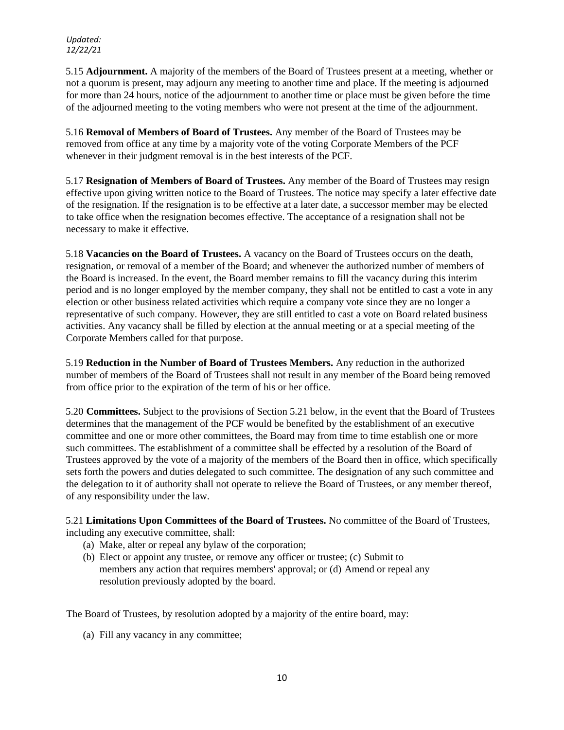5.15 **Adjournment.** A majority of the members of the Board of Trustees present at a meeting, whether or not a quorum is present, may adjourn any meeting to another time and place. If the meeting is adjourned for more than 24 hours, notice of the adjournment to another time or place must be given before the time of the adjourned meeting to the voting members who were not present at the time of the adjournment.

5.16 **Removal of Members of Board of Trustees.** Any member of the Board of Trustees may be removed from office at any time by a majority vote of the voting Corporate Members of the PCF whenever in their judgment removal is in the best interests of the PCF.

5.17 **Resignation of Members of Board of Trustees.** Any member of the Board of Trustees may resign effective upon giving written notice to the Board of Trustees. The notice may specify a later effective date of the resignation. If the resignation is to be effective at a later date, a successor member may be elected to take office when the resignation becomes effective. The acceptance of a resignation shall not be necessary to make it effective.

5.18 **Vacancies on the Board of Trustees.** A vacancy on the Board of Trustees occurs on the death, resignation, or removal of a member of the Board; and whenever the authorized number of members of the Board is increased. In the event, the Board member remains to fill the vacancy during this interim period and is no longer employed by the member company, they shall not be entitled to cast a vote in any election or other business related activities which require a company vote since they are no longer a representative of such company. However, they are still entitled to cast a vote on Board related business activities. Any vacancy shall be filled by election at the annual meeting or at a special meeting of the Corporate Members called for that purpose.

5.19 **Reduction in the Number of Board of Trustees Members.** Any reduction in the authorized number of members of the Board of Trustees shall not result in any member of the Board being removed from office prior to the expiration of the term of his or her office.

5.20 **Committees.** Subject to the provisions of Section 5.21 below, in the event that the Board of Trustees determines that the management of the PCF would be benefited by the establishment of an executive committee and one or more other committees, the Board may from time to time establish one or more such committees. The establishment of a committee shall be effected by a resolution of the Board of Trustees approved by the vote of a majority of the members of the Board then in office, which specifically sets forth the powers and duties delegated to such committee. The designation of any such committee and the delegation to it of authority shall not operate to relieve the Board of Trustees, or any member thereof, of any responsibility under the law.

5.21 **Limitations Upon Committees of the Board of Trustees.** No committee of the Board of Trustees, including any executive committee, shall:

(a) Make, alter or repeal any bylaw of the corporation;
(b) Elect or appoint any trustee, or remove any officer or trustee; (c) Submit to members any action that requires members' approval; or (d) Amend or repeal any resolution previously adopted by the board.

The Board of Trustees, by resolution adopted by a majority of the entire board, may:

(a) Fill any vacancy in any committee;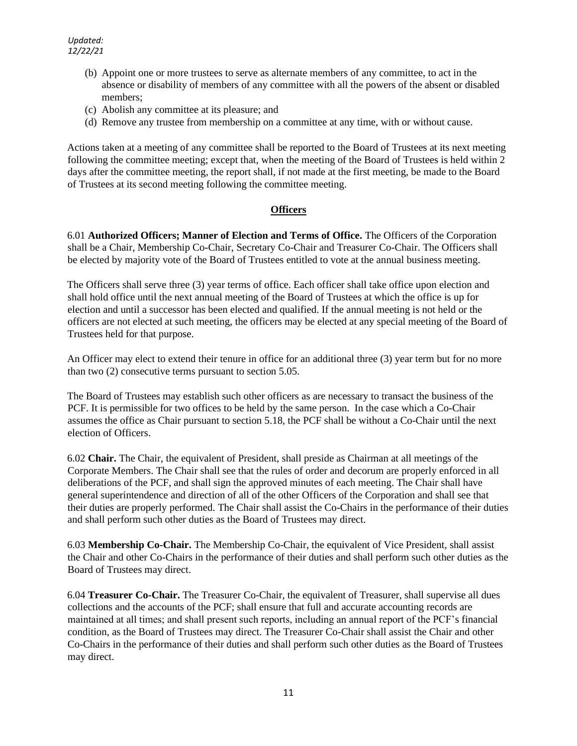(b) Appoint one or more trustees to serve as alternate members of any committee, to act in the absence or disability of members of any committee with all the powers of the absent or disabled members;
(c) Abolish any committee at its pleasure; and
(d) Remove any trustee from membership on a committee at any time, with or without cause.

Actions taken at a meeting of any committee shall be reported to the Board of Trustees at its next meeting following the committee meeting; except that, when the meeting of the Board of Trustees is held within 2 days after the committee meeting, the report shall, if not made at the first meeting, be made to the Board of Trustees at its second meeting following the committee meeting.

## **Officers**

6.01 **Authorized Officers; Manner of Election and Terms of Office.** The Officers of the Corporation shall be a Chair, Membership Co-Chair, Secretary Co-Chair and Treasurer Co-Chair. The Officers shall be elected by majority vote of the Board of Trustees entitled to vote at the annual business meeting.

The Officers shall serve three (3) year terms of office. Each officer shall take office upon election and shall hold office until the next annual meeting of the Board of Trustees at which the office is up for election and until a successor has been elected and qualified. If the annual meeting is not held or the officers are not elected at such meeting, the officers may be elected at any special meeting of the Board of Trustees held for that purpose.

An Officer may elect to extend their tenure in office for an additional three (3) year term but for no more than two (2) consecutive terms pursuant to section 5.05.

The Board of Trustees may establish such other officers as are necessary to transact the business of the PCF. It is permissible for two offices to be held by the same person. In the case which a Co-Chair assumes the office as Chair pursuant to section 5.18, the PCF shall be without a Co-Chair until the next election of Officers.

6.02 **Chair.** The Chair, the equivalent of President, shall preside as Chairman at all meetings of the Corporate Members. The Chair shall see that the rules of order and decorum are properly enforced in all deliberations of the PCF, and shall sign the approved minutes of each meeting. The Chair shall have general superintendence and direction of all of the other Officers of the Corporation and shall see that their duties are properly performed. The Chair shall assist the Co-Chairs in the performance of their duties and shall perform such other duties as the Board of Trustees may direct.

6.03 **Membership Co-Chair.** The Membership Co-Chair, the equivalent of Vice President, shall assist the Chair and other Co-Chairs in the performance of their duties and shall perform such other duties as the Board of Trustees may direct.

6.04 **Treasurer Co-Chair.** The Treasurer Co-Chair, the equivalent of Treasurer, shall supervise all dues collections and the accounts of the PCF; shall ensure that full and accurate accounting records are maintained at all times; and shall present such reports, including an annual report of the PCF's financial condition, as the Board of Trustees may direct. The Treasurer Co-Chair shall assist the Chair and other Co-Chairs in the performance of their duties and shall perform such other duties as the Board of Trustees may direct.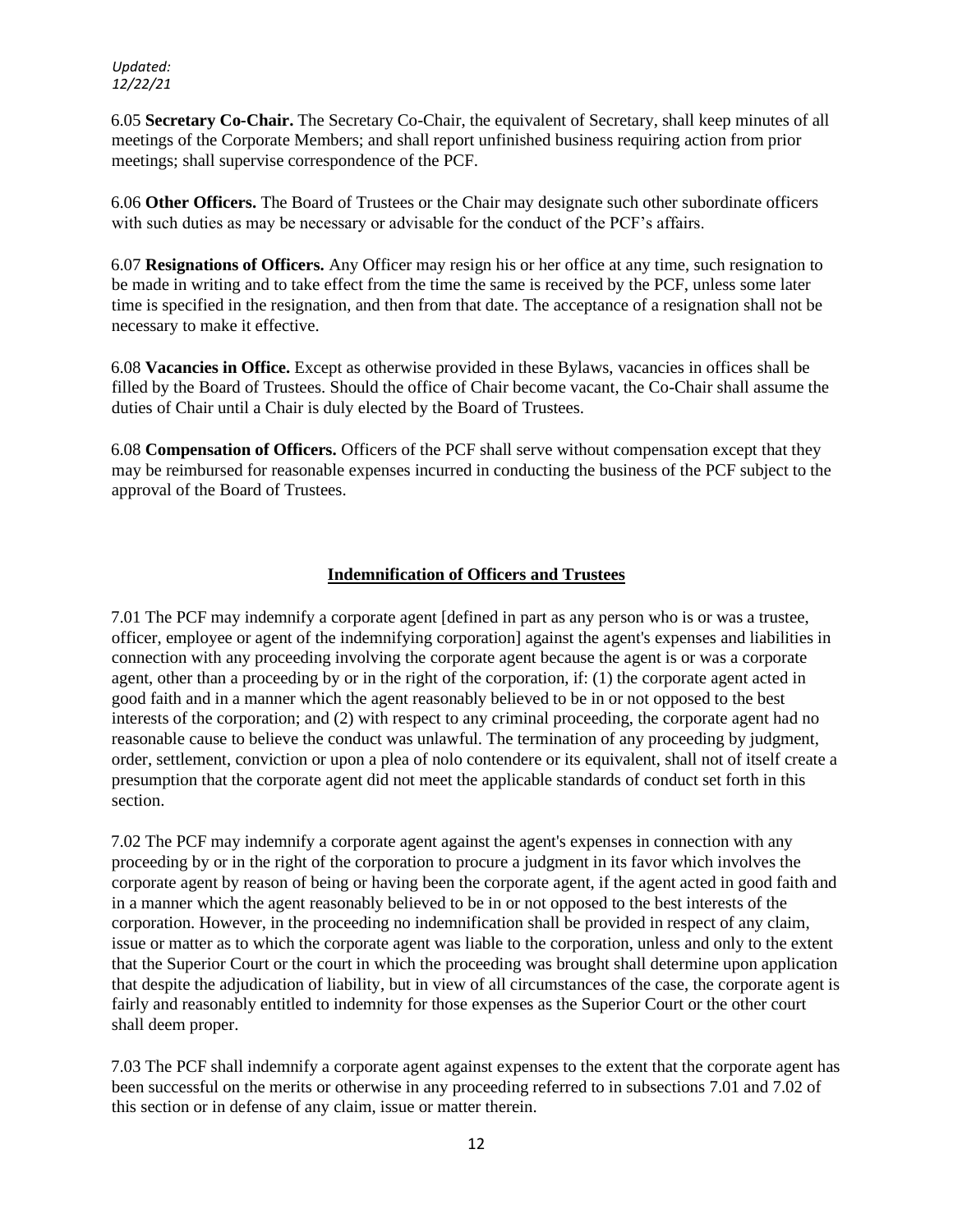6.05 **Secretary Co-Chair.** The Secretary Co-Chair, the equivalent of Secretary, shall keep minutes of all meetings of the Corporate Members; and shall report unfinished business requiring action from prior meetings; shall supervise correspondence of the PCF.

6.06 **Other Officers.** The Board of Trustees or the Chair may designate such other subordinate officers with such duties as may be necessary or advisable for the conduct of the PCF's affairs.

6.07 **Resignations of Officers.** Any Officer may resign his or her office at any time, such resignation to be made in writing and to take effect from the time the same is received by the PCF, unless some later time is specified in the resignation, and then from that date. The acceptance of a resignation shall not be necessary to make it effective.

6.08 **Vacancies in Office.** Except as otherwise provided in these Bylaws, vacancies in offices shall be filled by the Board of Trustees. Should the office of Chair become vacant, the Co-Chair shall assume the duties of Chair until a Chair is duly elected by the Board of Trustees.

6.08 **Compensation of Officers.** Officers of the PCF shall serve without compensation except that they may be reimbursed for reasonable expenses incurred in conducting the business of the PCF subject to the approval of the Board of Trustees.

## Indemnification of Officers and Trustees

7.01 The PCF may indemnify a corporate agent [defined in part as any person who is or was a trustee, officer, employee or agent of the indemnifying corporation] against the agent's expenses and liabilities in connection with any proceeding involving the corporate agent because the agent is or was a corporate agent, other than a proceeding by or in the right of the corporation, if: (1) the corporate agent acted in good faith and in a manner which the agent reasonably believed to be in or not opposed to the best interests of the corporation; and (2) with respect to any criminal proceeding, the corporate agent had no reasonable cause to believe the conduct was unlawful. The termination of any proceeding by judgment, order, settlement, conviction or upon a plea of nolo contendere or its equivalent, shall not of itself create a presumption that the corporate agent did not meet the applicable standards of conduct set forth in this section.

7.02 The PCF may indemnify a corporate agent against the agent's expenses in connection with any proceeding by or in the right of the corporation to procure a judgment in its favor which involves the corporate agent by reason of being or having been the corporate agent, if the agent acted in good faith and in a manner which the agent reasonably believed to be in or not opposed to the best interests of the corporation. However, in the proceeding no indemnification shall be provided in respect of any claim, issue or matter as to which the corporate agent was liable to the corporation, unless and only to the extent that the Superior Court or the court in which the proceeding was brought shall determine upon application that despite the adjudication of liability, but in view of all circumstances of the case, the corporate agent is fairly and reasonably entitled to indemnity for those expenses as the Superior Court or the other court shall deem proper.

7.03 The PCF shall indemnify a corporate agent against expenses to the extent that the corporate agent has been successful on the merits or otherwise in any proceeding referred to in subsections 7.01 and 7.02 of this section or in defense of any claim, issue or matter therein.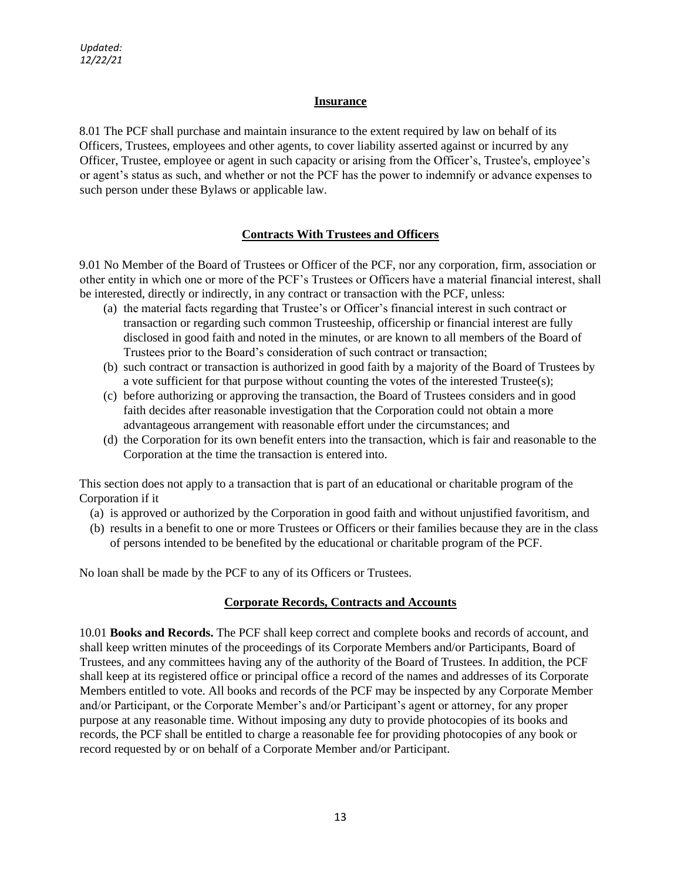## Insurance

8.01 The PCF shall purchase and maintain insurance to the extent required by law on behalf of its Officers, Trustees, employees and other agents, to cover liability asserted against or incurred by any Officer, Trustee, employee or agent in such capacity or arising from the Officer's, Trustee's, employee's or agent's status as such, and whether or not the PCF has the power to indemnify or advance expenses to such person under these Bylaws or applicable law.

## Contracts With Trustees and Officers

9.01 No Member of the Board of Trustees or Officer of the PCF, nor any corporation, firm, association or other entity in which one or more of the PCF's Trustees or Officers have a material financial interest, shall be interested, directly or indirectly, in any contract or transaction with the PCF, unless:

(a) the material facts regarding that Trustee's or Officer's financial interest in such contract or transaction or regarding such common Trusteeship, officership or financial interest are fully disclosed in good faith and noted in the minutes, or are known to all members of the Board of Trustees prior to the Board's consideration of such contract or transaction;

(b) such contract or transaction is authorized in good faith by a majority of the Board of Trustees by a vote sufficient for that purpose without counting the votes of the interested Trustee(s);

(c) before authorizing or approving the transaction, the Board of Trustees considers and in good faith decides after reasonable investigation that the Corporation could not obtain a more advantageous arrangement with reasonable effort under the circumstances; and

(d) the Corporation for its own benefit enters into the transaction, which is fair and reasonable to the Corporation at the time the transaction is entered into.

This section does not apply to a transaction that is part of an educational or charitable program of the Corporation if it

(a) is approved or authorized by the Corporation in good faith and without unjustified favoritism, and

(b) results in a benefit to one or more Trustees or Officers or their families because they are in the class of persons intended to be benefited by the educational or charitable program of the PCF.

No loan shall be made by the PCF to any of its Officers or Trustees.

## Corporate Records, Contracts and Accounts

10.01 **Books and Records.** The PCF shall keep correct and complete books and records of account, and shall keep written minutes of the proceedings of its Corporate Members and/or Participants, Board of Trustees, and any committees having any of the authority of the Board of Trustees. In addition, the PCF shall keep at its registered office or principal office a record of the names and addresses of its Corporate Members entitled to vote. All books and records of the PCF may be inspected by any Corporate Member and/or Participant, or the Corporate Member's and/or Participant's agent or attorney, for any proper purpose at any reasonable time. Without imposing any duty to provide photocopies of its books and records, the PCF shall be entitled to charge a reasonable fee for providing photocopies of any book or record requested by or on behalf of a Corporate Member and/or Participant.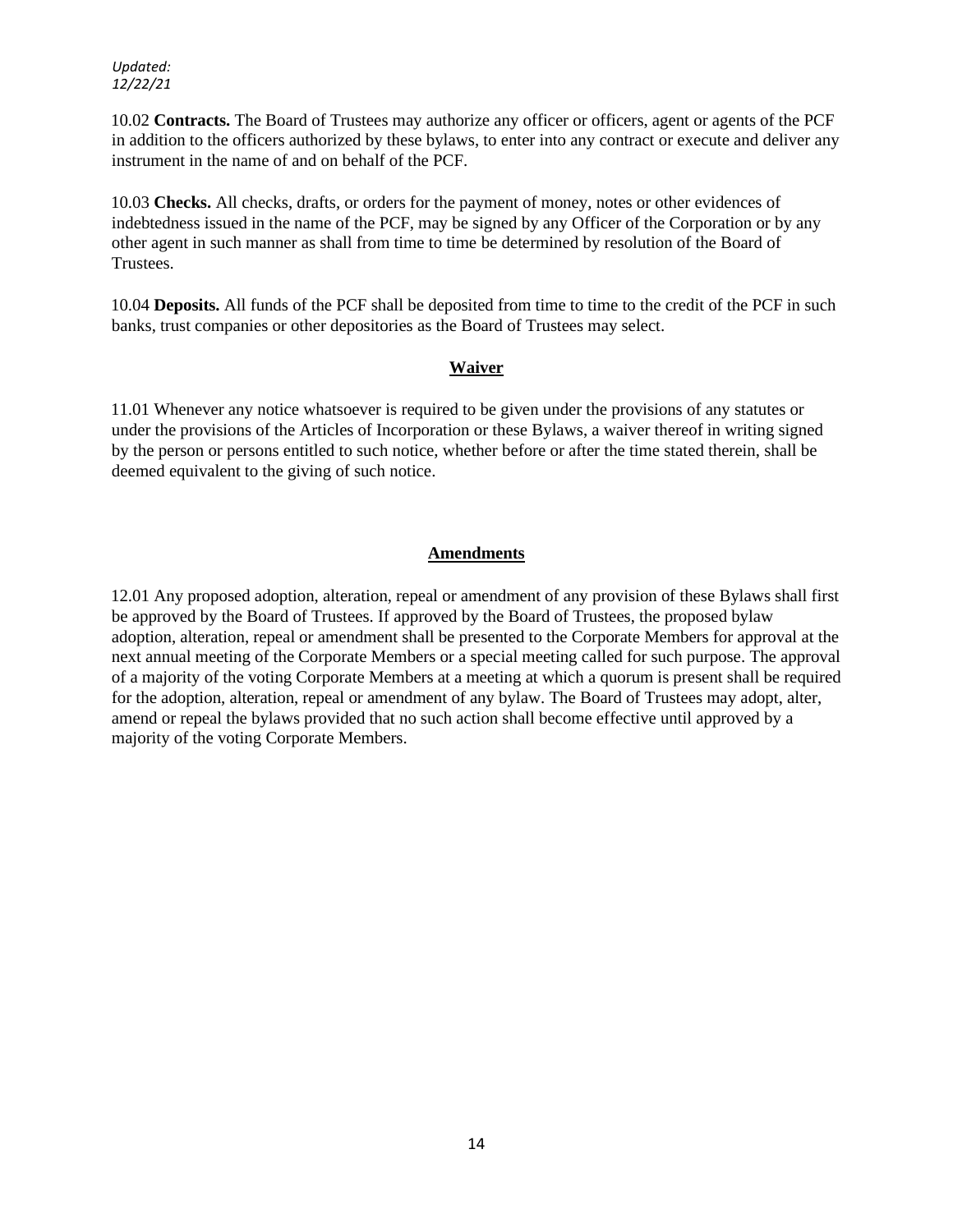*Updated: 12/22/21*

10.02 **Contracts.** The Board of Trustees may authorize any officer or officers, agent or agents of the PCF in addition to the officers authorized by these bylaws, to enter into any contract or execute and deliver any instrument in the name of and on behalf of the PCF.

10.03 **Checks.** All checks, drafts, or orders for the payment of money, notes or other evidences of indebtedness issued in the name of the PCF, may be signed by any Officer of the Corporation or by any other agent in such manner as shall from time to time be determined by resolution of the Board of Trustees.

10.04 **Deposits.** All funds of the PCF shall be deposited from time to time to the credit of the PCF in such banks, trust companies or other depositories as the Board of Trustees may select.

## Waiver

11.01 Whenever any notice whatsoever is required to be given under the provisions of any statutes or under the provisions of the Articles of Incorporation or these Bylaws, a waiver thereof in writing signed by the person or persons entitled to such notice, whether before or after the time stated therein, shall be deemed equivalent to the giving of such notice.

## Amendments

12.01 Any proposed adoption, alteration, repeal or amendment of any provision of these Bylaws shall first be approved by the Board of Trustees. If approved by the Board of Trustees, the proposed bylaw adoption, alteration, repeal or amendment shall be presented to the Corporate Members for approval at the next annual meeting of the Corporate Members or a special meeting called for such purpose. The approval of a majority of the voting Corporate Members at a meeting at which a quorum is present shall be required for the adoption, alteration, repeal or amendment of any bylaw. The Board of Trustees may adopt, alter, amend or repeal the bylaws provided that no such action shall become effective until approved by a majority of the voting Corporate Members.